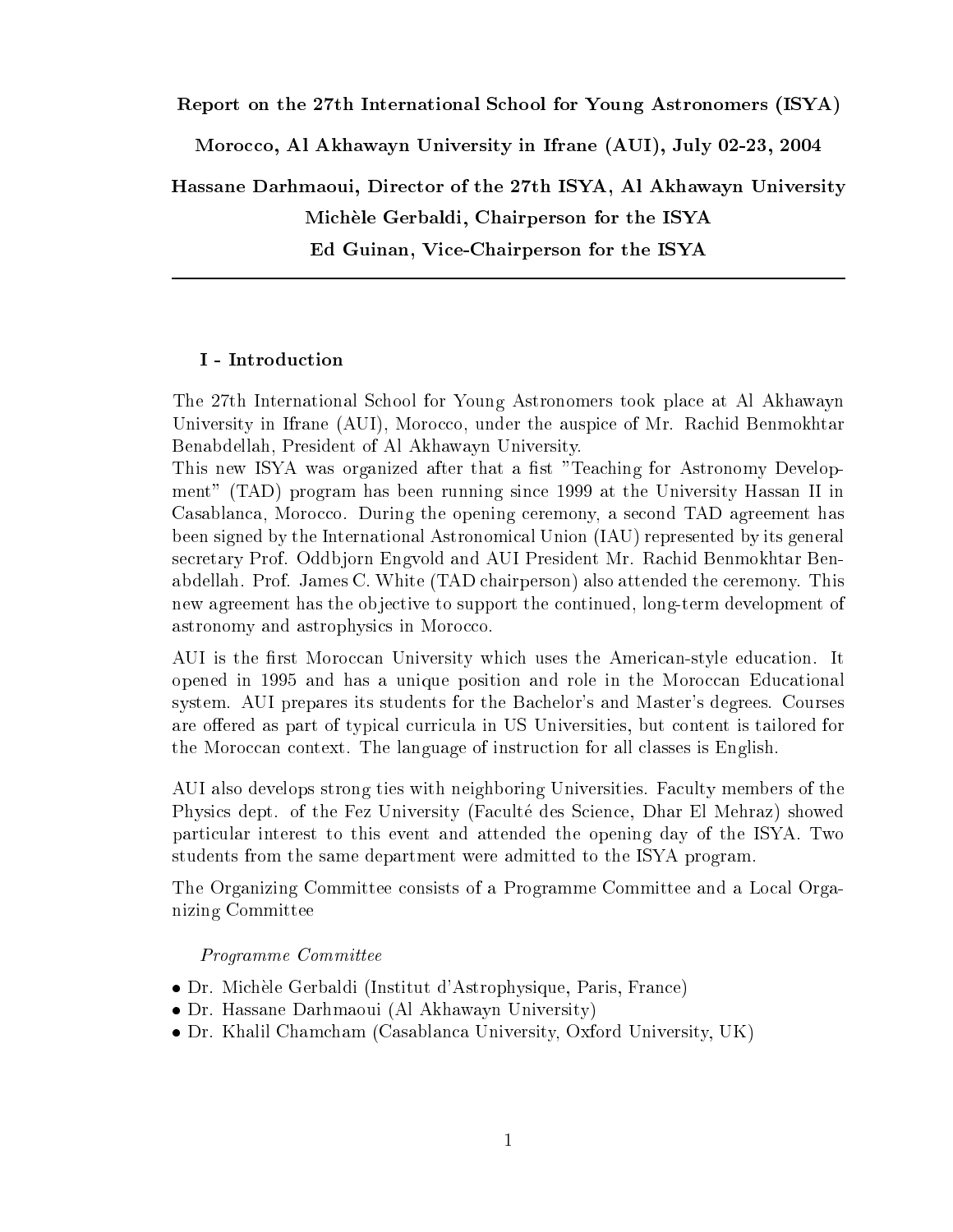**Report on the 27th International School for Young Astronomers (ISYA)**

**Morocco, Al Akhawayn University in Ifrane (AUI), July 02-23, 2004**

**Hassane Darhmaoui, Director of the 27th ISYA, Al Akhawayn University**

**Michèle Gerbaldi, Chairperson for the ISYA**

**Ed Guinan, Vice-Chairperson for the ISYA**

---

## I - Introduction

The 27th International School for Young Astronomers took place at Al Akhawayn University in Ifrane (AUI), Morocco, under the auspice of Mr. Rachid Benmokhtar Benabdellah, President of Al Akhawayn University.

This new ISYA was organized after that a fist "Teaching for Astronomy Development" (TAD) program has been running since 1999 at the University Hassan II in Casablanca, Morocco. During the opening ceremony, a second TAD agreement has been signed by the International Astronomical Union (IAU) represented by its general secretary Prof. Oddbjorn Engvold and AUI President Mr. Rachid Benmokhtar Benabdellah. Prof. James C. White (TAD chairperson) also attended the ceremony. This new agreement has the objective to support the continued, long-term development of astronomy and astrophysics in Morocco.

AUI is the first Moroccan University which uses the American-style education. It opened in 1995 and has a unique position and role in the Moroccan Educational system. AUI prepares its students for the Bachelor's and Master's degrees. Courses are offered as part of typical curricula in US Universities, but content is tailored for the Moroccan context. The language of instruction for all classes is English.

AUI also develops strong ties with neighboring Universities. Faculty members of the Physics dept. of the Fez University (Faculté des Science, Dhar El Mehraz) showed particular interest to this event and attended the opening day of the ISYA. Two students from the same department were admitted to the ISYA program.

The Organizing Committee consists of a Programme Committee and a Local Organizing Committee

*Programme Committee*

- Dr. Michèle Gerbaldi (Institut d'Astrophysique, Paris, France)
- Dr. Hassane Darhmaoui (Al Akhawayn University)
- Dr. Khalil Chamcham (Casablanca University, Oxford University, UK)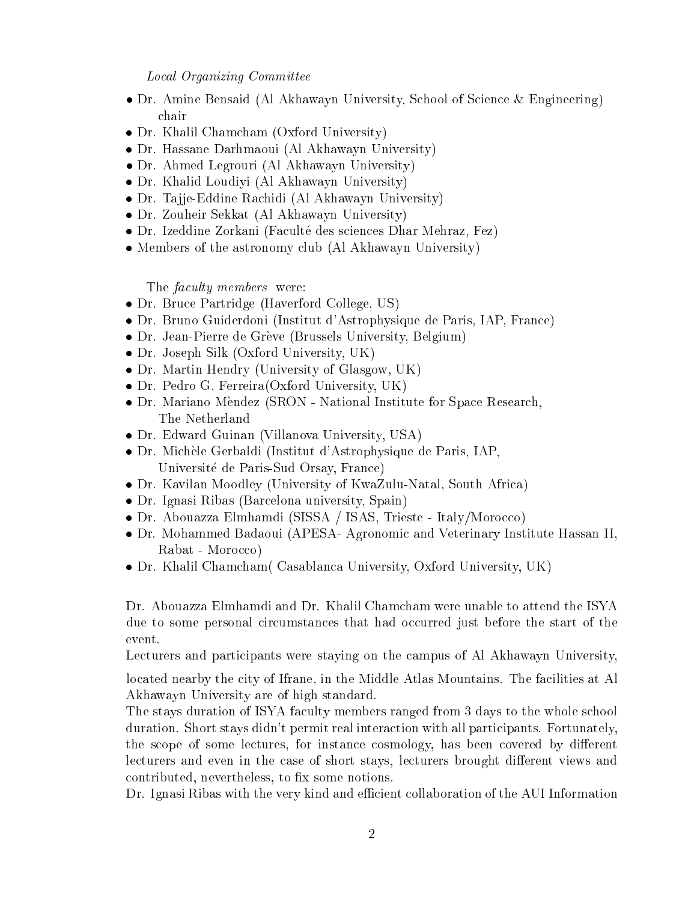*Local Organizing Committee*

- Dr. Amine Bensaid (Al Akhawayn University, School of Science & Engineering) chair
- Dr. Khalil Chamcham (Oxford University)
- Dr. Hassane Darhmaoui (Al Akhawayn University)
- Dr. Ahmed Legrouri (Al Akhawayn University)
- Dr. Khalid Loudiyi (Al Akhawayn University)
- Dr. Tajje-Eddine Rachidi (Al Akhawayn University)
- Dr. Zouheir Sekkat (Al Akhawayn University)
- Dr. Izeddine Zorkani (Faculté des sciences Dhar Mehraz, Fez)
- Members of the astronomy club (Al Akhawayn University)

The *faculty members* were:

- Dr. Bruce Partridge (Haverford College, US)
- Dr. Bruno Guiderdoni (Institut d'Astrophysique de Paris, IAP, France)
- Dr. Jean-Pierre de Grève (Brussels University, Belgium)
- Dr. Joseph Silk (Oxford University, UK)
- Dr. Martin Hendry (University of Glasgow, UK)
- Dr. Pedro G. Ferreira(Oxford University, UK)
- Dr. Mariano Mèndez (SRON - National Institute for Space Research, The Netherland
- Dr. Edward Guinan (Villanova University, USA)
- Dr. Michèle Gerbaldi (Institut d'Astrophysique de Paris, IAP, Université de Paris-Sud Orsay, France)
- Dr. Kavilan Moodley (University of KwaZulu-Natal, South Africa)
- Dr. Ignasi Ribas (Barcelona university, Spain)
- Dr. Abouazza Elmhamdi (SISSA / ISAS, Trieste - Italy/Morocco)
- Dr. Mohammed Badaoui (APESA- Agronomic and Veterinary Institute Hassan II, Rabat - Morocco)
- Dr. Khalil Chamcham( Casablanca University, Oxford University, UK)

Dr. Abouazza Elmhamdi and Dr. Khalil Chamcham were unable to attend the ISYA due to some personal circumstances that had occurred just before the start of the event.

Lecturers and participants were staying on the campus of Al Akhawayn University, located nearby the city of Ifrane, in the Middle Atlas Mountains. The facilities at Al Akhawayn University are of high standard.

The stays duration of ISYA faculty members ranged from 3 days to the whole school duration. Short stays didn't permit real interaction with all participants. Fortunately, the scope of some lectures, for instance cosmology, has been covered by different lecturers and even in the case of short stays, lecturers brought different views and contributed, nevertheless, to fix some notions.

Dr. Ignasi Ribas with the very kind and efficient collaboration of the AUI Information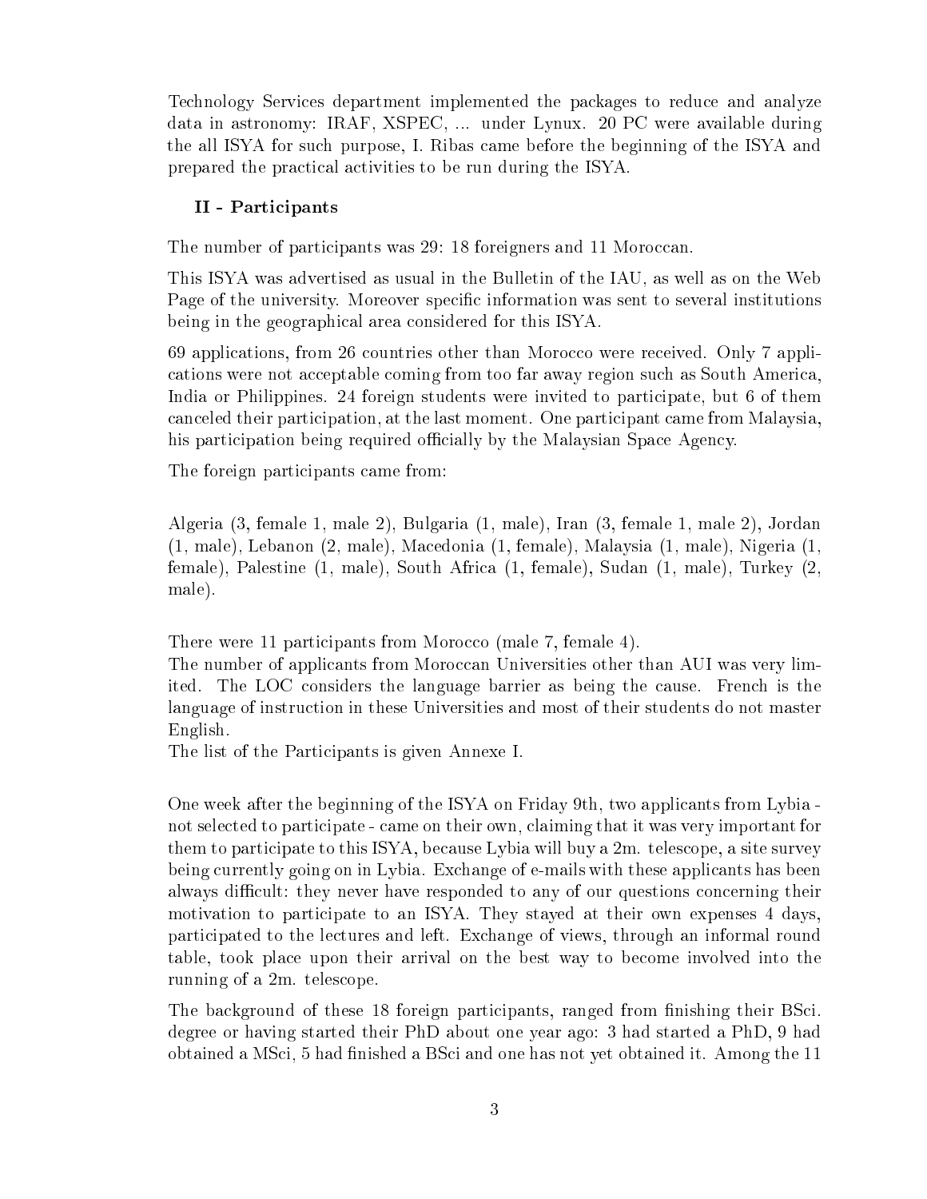Technology Services department implemented the packages to reduce and analyze data in astronomy: IRAF, XSPEC, ... under Lynux. 20 PC were available during the all ISYA for such purpose, I. Ribas came before the beginning of the ISYA and prepared the practical activities to be run during the ISYA.

## II - Participants

The number of participants was 29: 18 foreigners and 11 Moroccan.

This ISYA was advertised as usual in the Bulletin of the IAU, as well as on the Web Page of the university. Moreover specific information was sent to several institutions being in the geographical area considered for this ISYA.

69 applications, from 26 countries other than Morocco were received. Only 7 applications were not acceptable coming from too far away region such as South America, India or Philippines. 24 foreign students were invited to participate, but 6 of them canceled their participation, at the last moment. One participant came from Malaysia, his participation being required officially by the Malaysian Space Agency.

The foreign participants came from:

Algeria (3, female 1, male 2), Bulgaria (1, male), Iran (3, female 1, male 2), Jordan (1, male), Lebanon (2, male), Macedonia (1, female), Malaysia (1, male), Nigeria (1, female), Palestine (1, male), South Africa (1, female), Sudan (1, male), Turkey (2, male).

There were 11 participants from Morocco (male 7, female 4).
The number of applicants from Moroccan Universities other than AUI was very limited. The LOC considers the language barrier as being the cause. French is the language of instruction in these Universities and most of their students do not master English.
The list of the Participants is given Annexe I.

One week after the beginning of the ISYA on Friday 9th, two applicants from Lybia - not selected to participate - came on their own, claiming that it was very important for them to participate to this ISYA, because Lybia will buy a 2m. telescope, a site survey being currently going on in Lybia. Exchange of e-mails with these applicants has been always difficult: they never have responded to any of our questions concerning their motivation to participate to an ISYA. They stayed at their own expenses 4 days, participated to the lectures and left. Exchange of views, through an informal round table, took place upon their arrival on the best way to become involved into the running of a 2m. telescope.

The background of these 18 foreign participants, ranged from finishing their BSci. degree or having started their PhD about one year ago: 3 had started a PhD, 9 had obtained a MSci, 5 had finished a BSci and one has not yet obtained it. Among the 11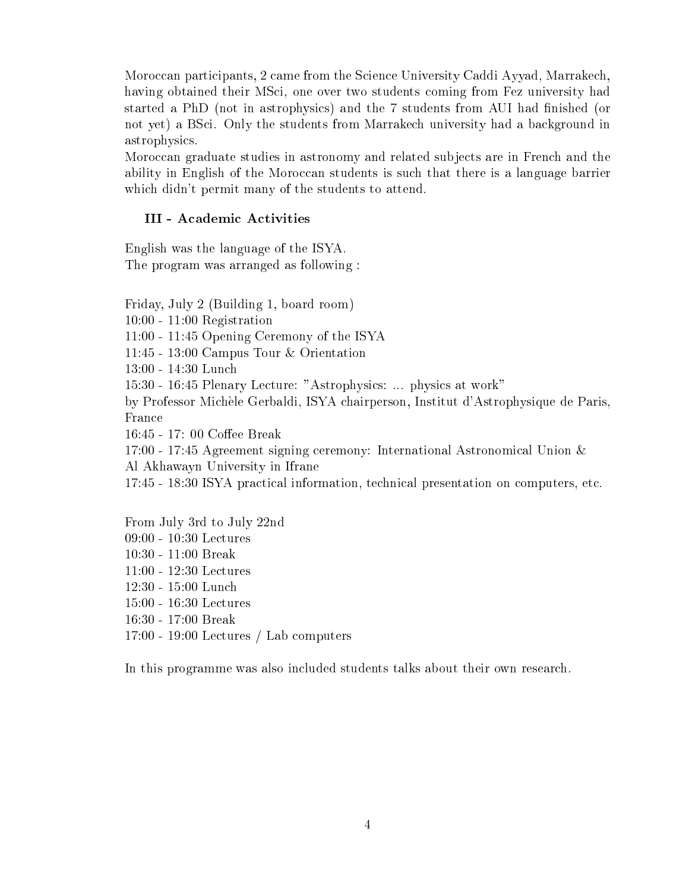Moroccan participants, 2 came from the Science University Caddi Ayyad, Marrakech, having obtained their MSci, one over two students coming from Fez university had started a PhD (not in astrophysics) and the 7 students from AUI had finished (or not yet) a BSci. Only the students from Marrakech university had a background in astrophysics.

Moroccan graduate studies in astronomy and related subjects are in French and the ability in English of the Moroccan students is such that there is a language barrier which didn't permit many of the students to attend.

### III - Academic Activities

English was the language of the ISYA.
The program was arranged as following :

Friday, July 2 (Building 1, board room)
10:00 - 11:00 Registration
11:00 - 11:45 Opening Ceremony of the ISYA
11:45 - 13:00 Campus Tour & Orientation
13:00 - 14:30 Lunch
15:30 - 16:45 Plenary Lecture: "Astrophysics: ... physics at work"
by Professor Michèle Gerbaldi, ISYA chairperson, Institut d'Astrophysique de Paris, France
16:45 - 17: 00 Coffee Break
17:00 - 17:45 Agreement signing ceremony: International Astronomical Union & Al Akhawayn University in Ifrane
17:45 - 18:30 ISYA practical information, technical presentation on computers, etc.

From July 3rd to July 22nd
09:00 - 10:30 Lectures
10:30 - 11:00 Break
11:00 - 12:30 Lectures
12:30 - 15:00 Lunch
15:00 - 16:30 Lectures
16:30 - 17:00 Break
17:00 - 19:00 Lectures / Lab computers

In this programme was also included students talks about their own research.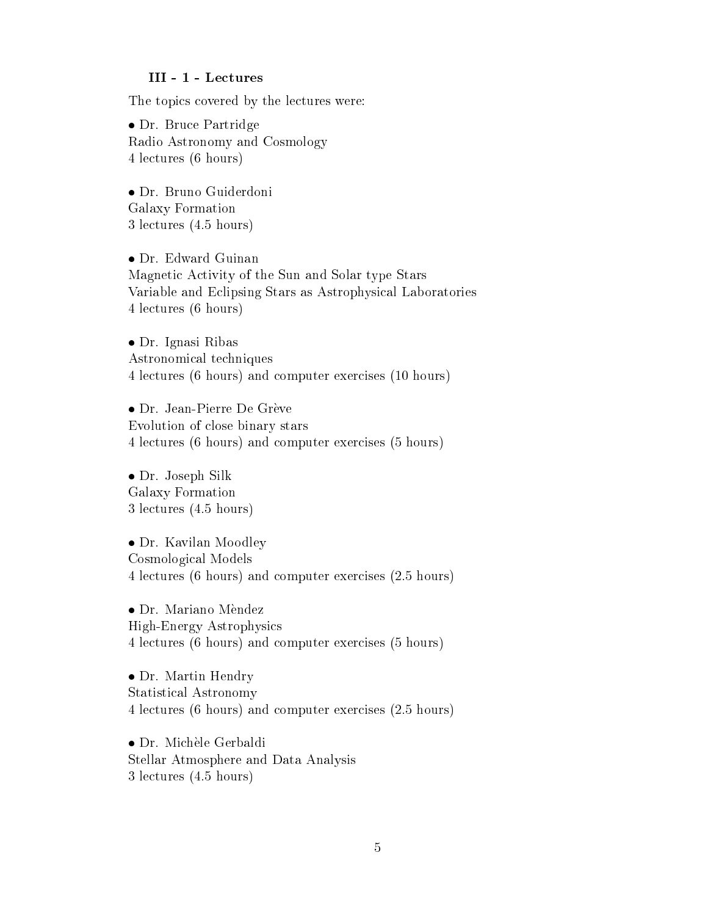### III - 1 - Lectures

The topics covered by the lectures were:

- Dr. Bruce Partridge
Radio Astronomy and Cosmology
4 lectures (6 hours)

- Dr. Bruno Guiderdoni
Galaxy Formation
3 lectures (4.5 hours)

- Dr. Edward Guinan
Magnetic Activity of the Sun and Solar type Stars
Variable and Eclipsing Stars as Astrophysical Laboratories
4 lectures (6 hours)

- Dr. Ignasi Ribas
Astronomical techniques
4 lectures (6 hours) and computer exercises (10 hours)

- Dr. Jean-Pierre De Grève
Evolution of close binary stars
4 lectures (6 hours) and computer exercises (5 hours)

- Dr. Joseph Silk
Galaxy Formation
3 lectures (4.5 hours)

- Dr. Kavilan Moodley
Cosmological Models
4 lectures (6 hours) and computer exercises (2.5 hours)

- Dr. Mariano Mèndez
High-Energy Astrophysics
4 lectures (6 hours) and computer exercises (5 hours)

- Dr. Martin Hendry
Statistical Astronomy
4 lectures (6 hours) and computer exercises (2.5 hours)

- Dr. Michèle Gerbaldi
Stellar Atmosphere and Data Analysis
3 lectures (4.5 hours)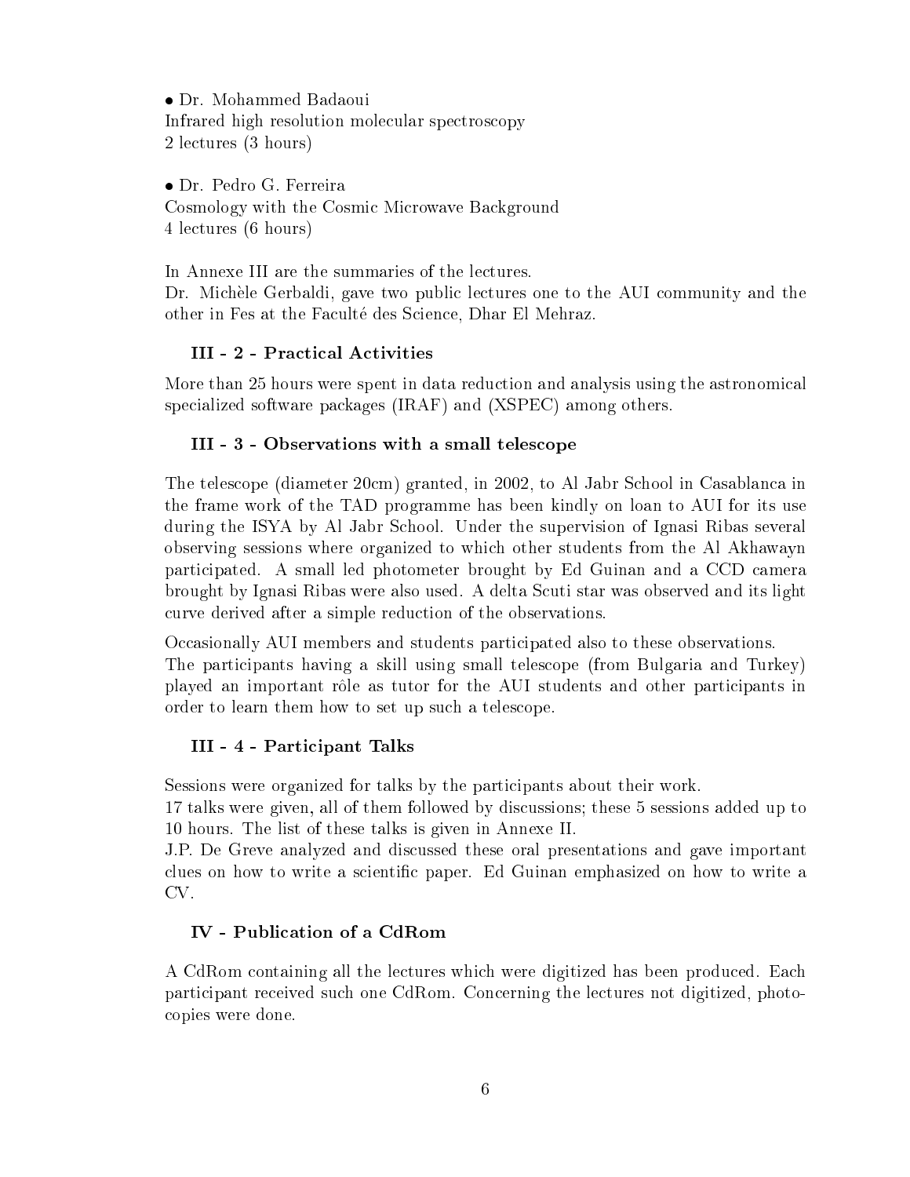• Dr. Mohammed Badaoui
Infrared high resolution molecular spectroscopy
2 lectures (3 hours)

• Dr. Pedro G. Ferreira
Cosmology with the Cosmic Microwave Background
4 lectures (6 hours)

In Annexe III are the summaries of the lectures.
Dr. Michèle Gerbaldi, gave two public lectures one to the AUI community and the other in Fes at the Faculté des Science, Dhar El Mehraz.

### III - 2 - Practical Activities

More than 25 hours were spent in data reduction and analysis using the astronomical specialized software packages (IRAF) and (XSPEC) among others.

### III - 3 - Observations with a small telescope

The telescope (diameter 20cm) granted, in 2002, to Al Jabr School in Casablanca in the frame work of the TAD programme has been kindly on loan to AUI for its use during the ISYA by Al Jabr School. Under the supervision of Ignasi Ribas several observing sessions where organized to which other students from the Al Akhawayn participated. A small led photometer brought by Ed Guinan and a CCD camera brought by Ignasi Ribas were also used. A delta Scuti star was observed and its light curve derived after a simple reduction of the observations.

Occasionally AUI members and students participated also to these observations.
The participants having a skill using small telescope (from Bulgaria and Turkey) played an important rôle as tutor for the AUI students and other participants in order to learn them how to set up such a telescope.

### III - 4 - Participant Talks

Sessions were organized for talks by the participants about their work.
17 talks were given, all of them followed by discussions; these 5 sessions added up to 10 hours. The list of these talks is given in Annexe II.
J.P. De Greve analyzed and discussed these oral presentations and gave important clues on how to write a scientific paper. Ed Guinan emphasized on how to write a CV.

## IV - Publication of a CdRom

A CdRom containing all the lectures which were digitized has been produced. Each participant received such one CdRom. Concerning the lectures not digitized, photocopies were done.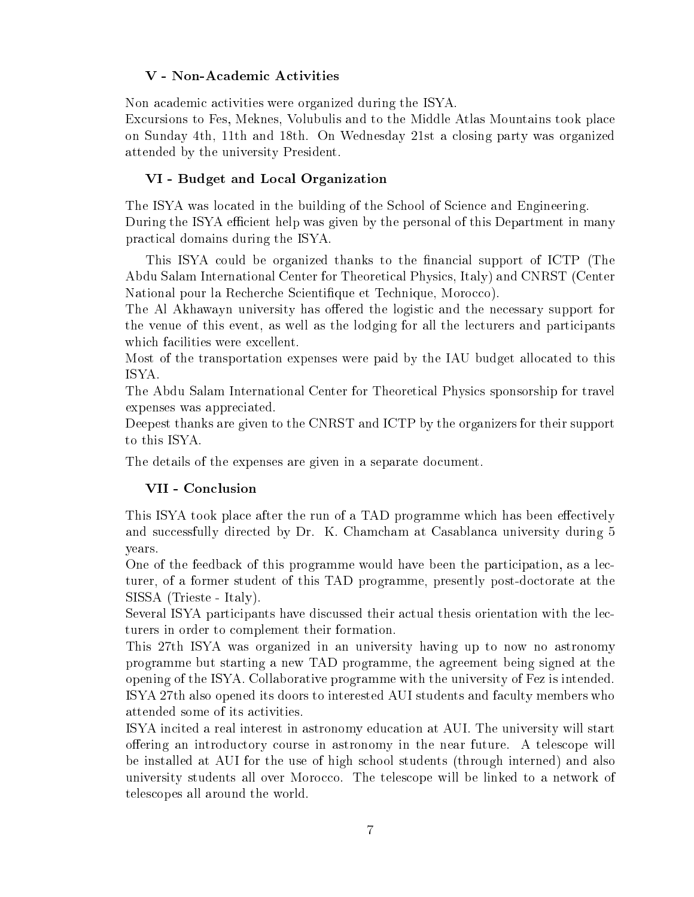## V - Non-Academic Activities

Non academic activities were organized during the ISYA.
Excursions to Fes, Meknes, Volubulis and to the Middle Atlas Mountains took place on Sunday 4th, 11th and 18th. On Wednesday 21st a closing party was organized attended by the university President.

## VI - Budget and Local Organization

The ISYA was located in the building of the School of Science and Engineering.
During the ISYA efficient help was given by the personal of this Department in many practical domains during the ISYA.

This ISYA could be organized thanks to the financial support of ICTP (The Abdu Salam International Center for Theoretical Physics, Italy) and CNRST (Center National pour la Recherche Scientifique et Technique, Morocco).
The Al Akhawayn university has offered the logistic and the necessary support for the venue of this event, as well as the lodging for all the lecturers and participants which facilities were excellent.
Most of the transportation expenses were paid by the IAU budget allocated to this ISYA.
The Abdu Salam International Center for Theoretical Physics sponsorship for travel expenses was appreciated.
Deepest thanks are given to the CNRST and ICTP by the organizers for their support to this ISYA.

The details of the expenses are given in a separate document.

## VII - Conclusion

This ISYA took place after the run of a TAD programme which has been effectively and successfully directed by Dr. K. Chamcham at Casablanca university during 5 years.
One of the feedback of this programme would have been the participation, as a lecturer, of a former student of this TAD programme, presently post-doctorate at the SISSA (Trieste - Italy).
Several ISYA participants have discussed their actual thesis orientation with the lecturers in order to complement their formation.
This 27th ISYA was organized in an university having up to now no astronomy programme but starting a new TAD programme, the agreement being signed at the opening of the ISYA. Collaborative programme with the university of Fez is intended.
ISYA 27th also opened its doors to interested AUI students and faculty members who attended some of its activities.
ISYA incited a real interest in astronomy education at AUI. The university will start offering an introductory course in astronomy in the near future. A telescope will be installed at AUI for the use of high school students (through interned) and also university students all over Morocco. The telescope will be linked to a network of telescopes all around the world.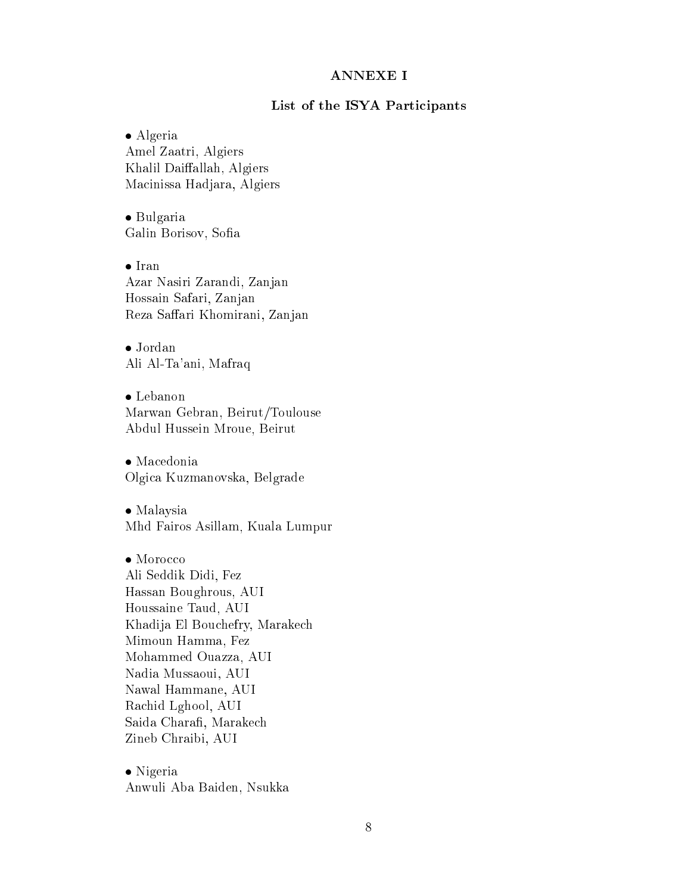# ANNEXE I

## List of the ISYA Participants

• Algeria
Amel Zaatri, Algiers
Khalil Daiffallah, Algiers
Macinissa Hadjara, Algiers

• Bulgaria
Galin Borisov, Sofia

• Iran
Azar Nasiri Zarandi, Zanjan
Hossain Safari, Zanjan
Reza Saffari Khomirani, Zanjan

• Jordan
Ali Al-Ta'ani, Mafraq

• Lebanon
Marwan Gebran, Beirut/Toulouse
Abdul Hussein Mroue, Beirut

• Macedonia
Olgica Kuzmanovska, Belgrade

• Malaysia
Mhd Fairos Asillam, Kuala Lumpur

• Morocco
Ali Seddik Didi, Fez
Hassan Boughrous, AUI
Houssaine Taud, AUI
Khadija El Bouchefry, Marakech
Mimoun Hamma, Fez
Mohammed Ouazza, AUI
Nadia Mussaoui, AUI
Nawal Hammane, AUI
Rachid Lghool, AUI
Saida Charafi, Marakech
Zineb Chraibi, AUI

• Nigeria
Anwuli Aba Baiden, Nsukka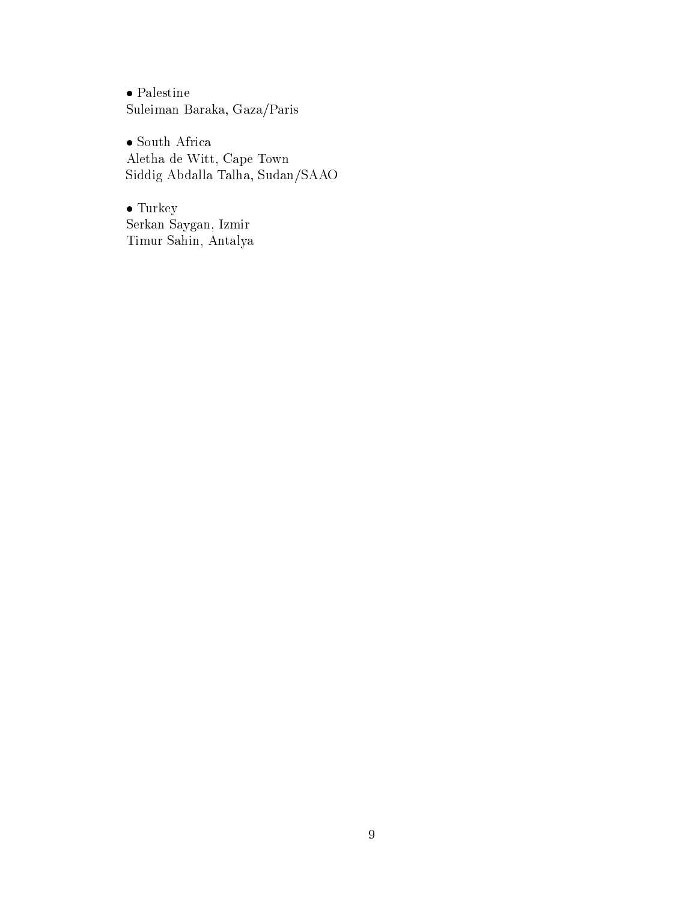- Palestine

Suleiman Baraka, Gaza/Paris

- South Africa

Aletha de Witt, Cape Town
Siddig Abdalla Talha, Sudan/SAAO

- Turkey

Serkan Saygan, Izmir
Timur Sahin, Antalya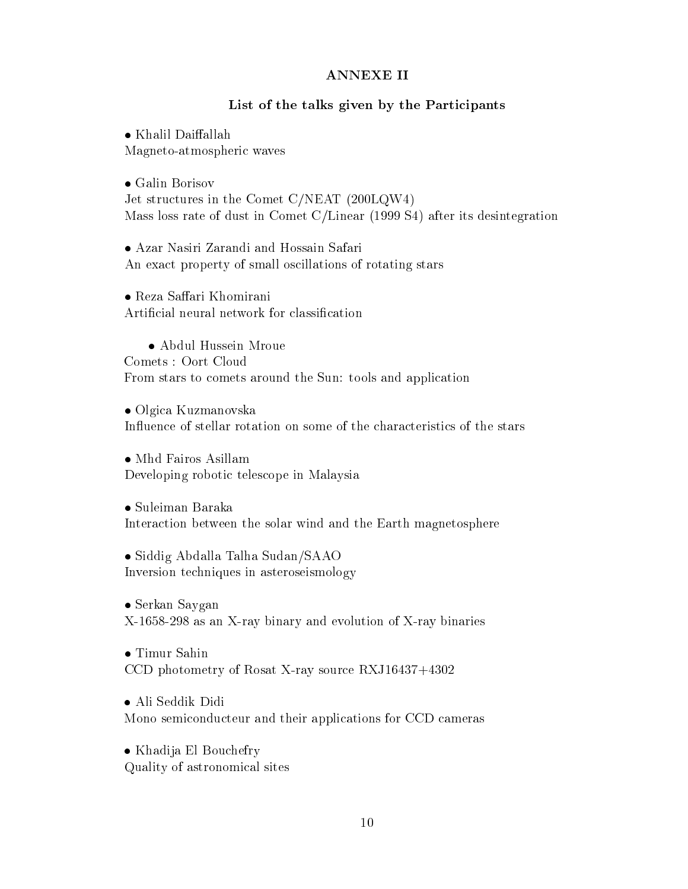## ANNEXE II

### List of the talks given by the Participants

- Khalil Daiffallah

Magneto-atmospheric waves

- Galin Borisov

Jet structures in the Comet C/NEAT (200LQW4)
Mass loss rate of dust in Comet C/Linear (1999 S4) after its desintegration

- Azar Nasiri Zarandi and Hossain Safari

An exact property of small oscillations of rotating stars

- Reza Saffari Khomirani

Artificial neural network for classification

- Abdul Hussein Mroue

Comets : Oort Cloud
From stars to comets around the Sun: tools and application

- Olgica Kuzmanovska

Influence of stellar rotation on some of the characteristics of the stars

- Mhd Fairos Asillam

Developing robotic telescope in Malaysia

- Suleiman Baraka

Interaction between the solar wind and the Earth magnetosphere

- Siddig Abdalla Talha Sudan/SAAO

Inversion techniques in asteroseismology

- Serkan Saygan

X-1658-298 as an X-ray binary and evolution of X-ray binaries

- Timur Sahin

CCD photometry of Rosat X-ray source RXJ16437+4302

- Ali Seddik Didi

Mono semiconducteur and their applications for CCD cameras

- Khadija El Bouchefry

Quality of astronomical sites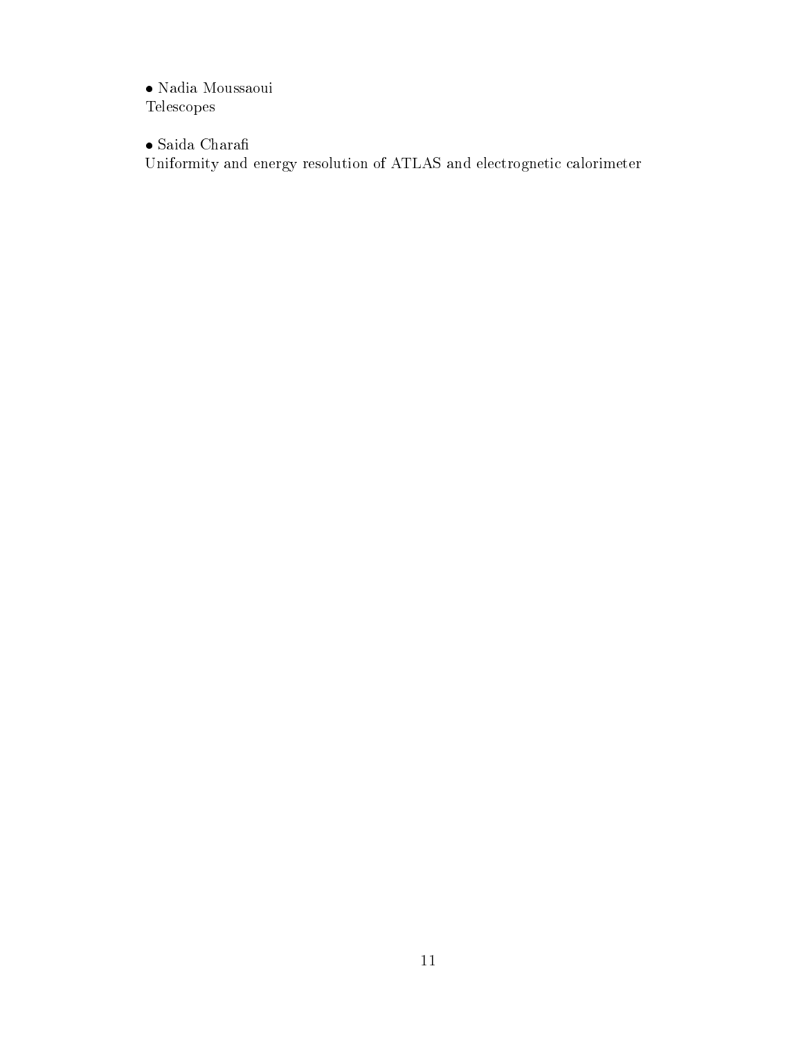- Nadia Moussaoui
Telescopes

- Saida Charafi
Uniformity and energy resolution of ATLAS and electrognetic calorimeter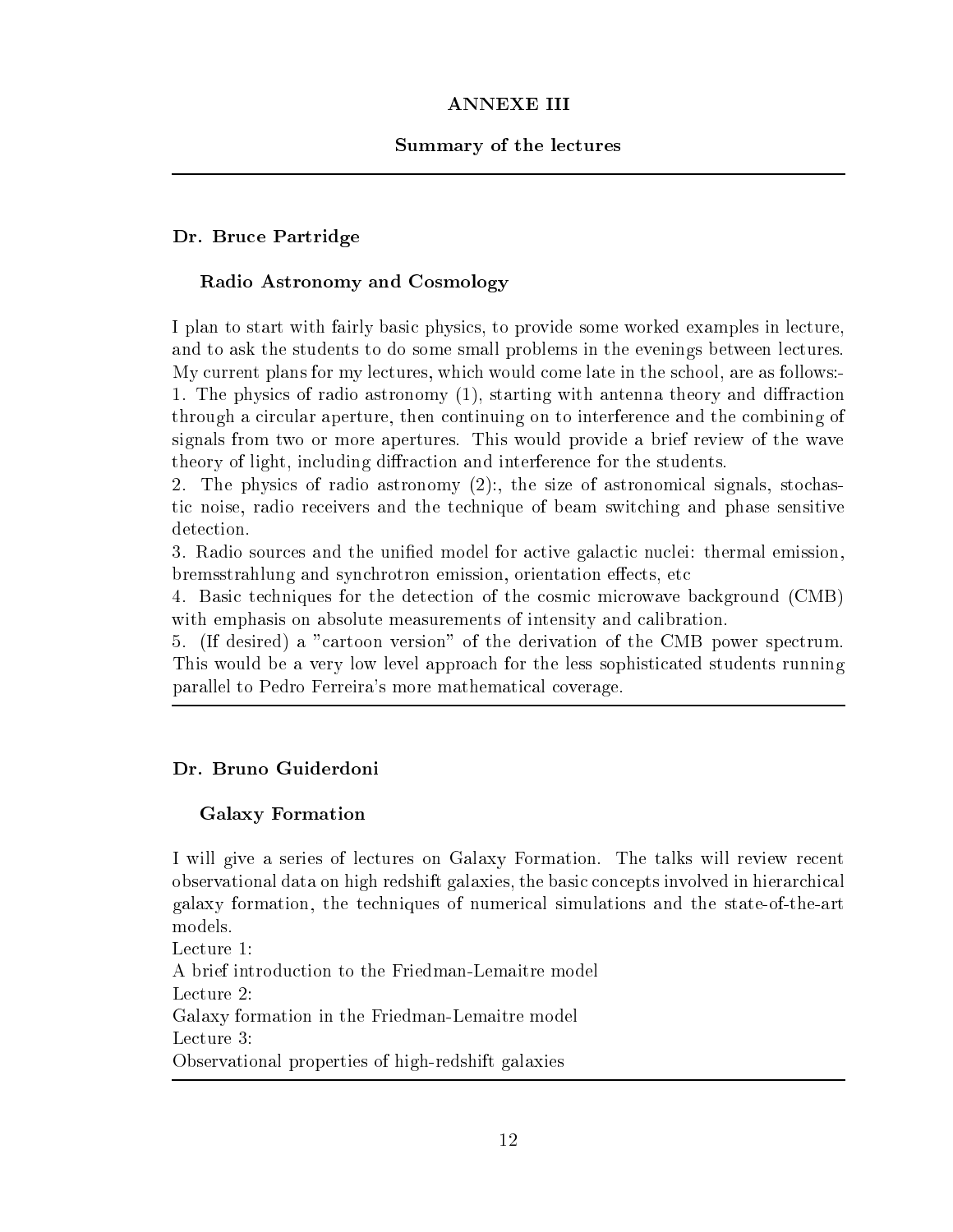# ANNEXE III

## Summary of the lectures

---

### Dr. Bruce Partridge

#### Radio Astronomy and Cosmology

I plan to start with fairly basic physics, to provide some worked examples in lecture, and to ask the students to do some small problems in the evenings between lectures. My current plans for my lectures, which would come late in the school, are as follows:-

1. The physics of radio astronomy (1), starting with antenna theory and diffraction through a circular aperture, then continuing on to interference and the combining of signals from two or more apertures. This would provide a brief review of the wave theory of light, including diffraction and interference for the students.
2. The physics of radio astronomy (2):, the size of astronomical signals, stochastic noise, radio receivers and the technique of beam switching and phase sensitive detection.
3. Radio sources and the unified model for active galactic nuclei: thermal emission, bremsstrahlung and synchrotron emission, orientation effects, etc
4. Basic techniques for the detection of the cosmic microwave background (CMB) with emphasis on absolute measurements of intensity and calibration.
5. (If desired) a "cartoon version" of the derivation of the CMB power spectrum. This would be a very low level approach for the less sophisticated students running parallel to Pedro Ferreira's more mathematical coverage.

---

### Dr. Bruno Guiderdoni

#### Galaxy Formation

I will give a series of lectures on Galaxy Formation. The talks will review recent observational data on high redshift galaxies, the basic concepts involved in hierarchical galaxy formation, the techniques of numerical simulations and the state-of-the-art models.

Lecture 1:
A brief introduction to the Friedman-Lemaitre model

Lecture 2:
Galaxy formation in the Friedman-Lemaitre model

Lecture 3:
Observational properties of high-redshift galaxies

---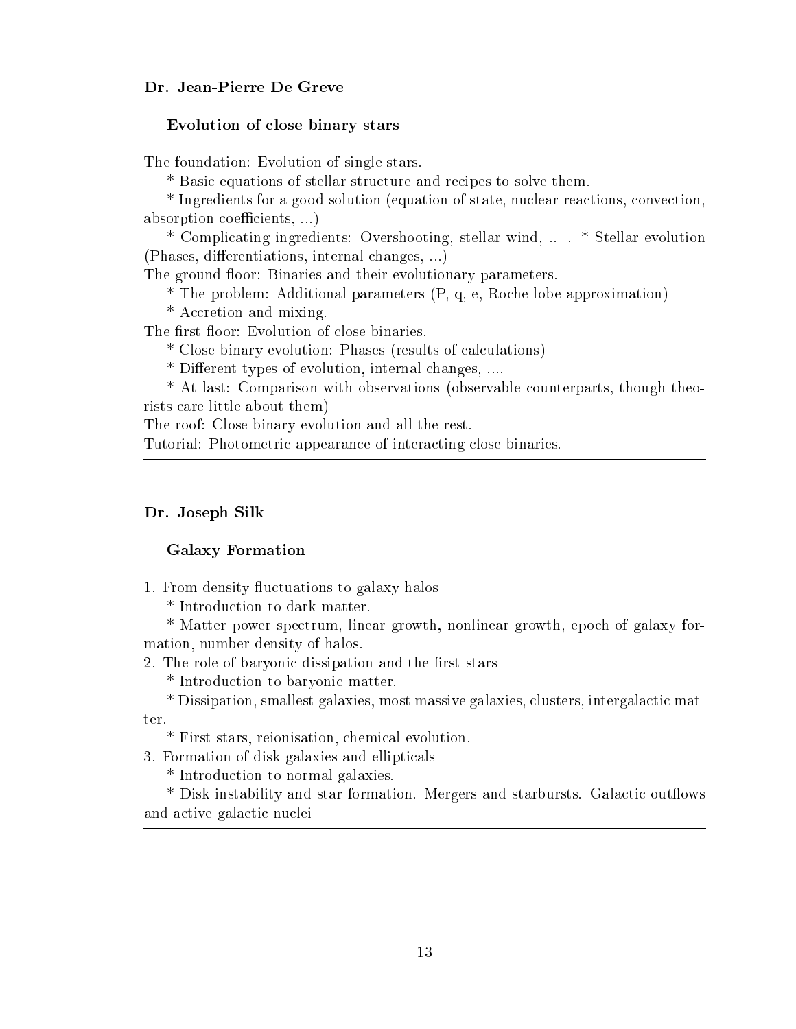**Dr. Jean-Pierre De Greve**

**Evolution of close binary stars**

The foundation: Evolution of single stars.

* Basic equations of stellar structure and recipes to solve them.

* Ingredients for a good solution (equation of state, nuclear reactions, convection, absorption coefficients, ...)

* Complicating ingredients: Overshooting, stellar wind, .. . * Stellar evolution (Phases, differentiations, internal changes, ...)

The ground floor: Binaries and their evolutionary parameters.

* The problem: Additional parameters (P, q, e, Roche lobe approximation)

* Accretion and mixing.

The first floor: Evolution of close binaries.

* Close binary evolution: Phases (results of calculations)

* Different types of evolution, internal changes, ....

* At last: Comparison with observations (observable counterparts, though theorists care little about them)

The roof: Close binary evolution and all the rest.

Tutorial: Photometric appearance of interacting close binaries.

---

**Dr. Joseph Silk**

**Galaxy Formation**

1. From density fluctuations to galaxy halos

* Introduction to dark matter.

* Matter power spectrum, linear growth, nonlinear growth, epoch of galaxy formation, number density of halos.

2. The role of baryonic dissipation and the first stars

* Introduction to baryonic matter.

* Dissipation, smallest galaxies, most massive galaxies, clusters, intergalactic matter.

* First stars, reionisation, chemical evolution.

3. Formation of disk galaxies and ellipticals

* Introduction to normal galaxies.

* Disk instability and star formation. Mergers and starbursts. Galactic outflows and active galactic nuclei

---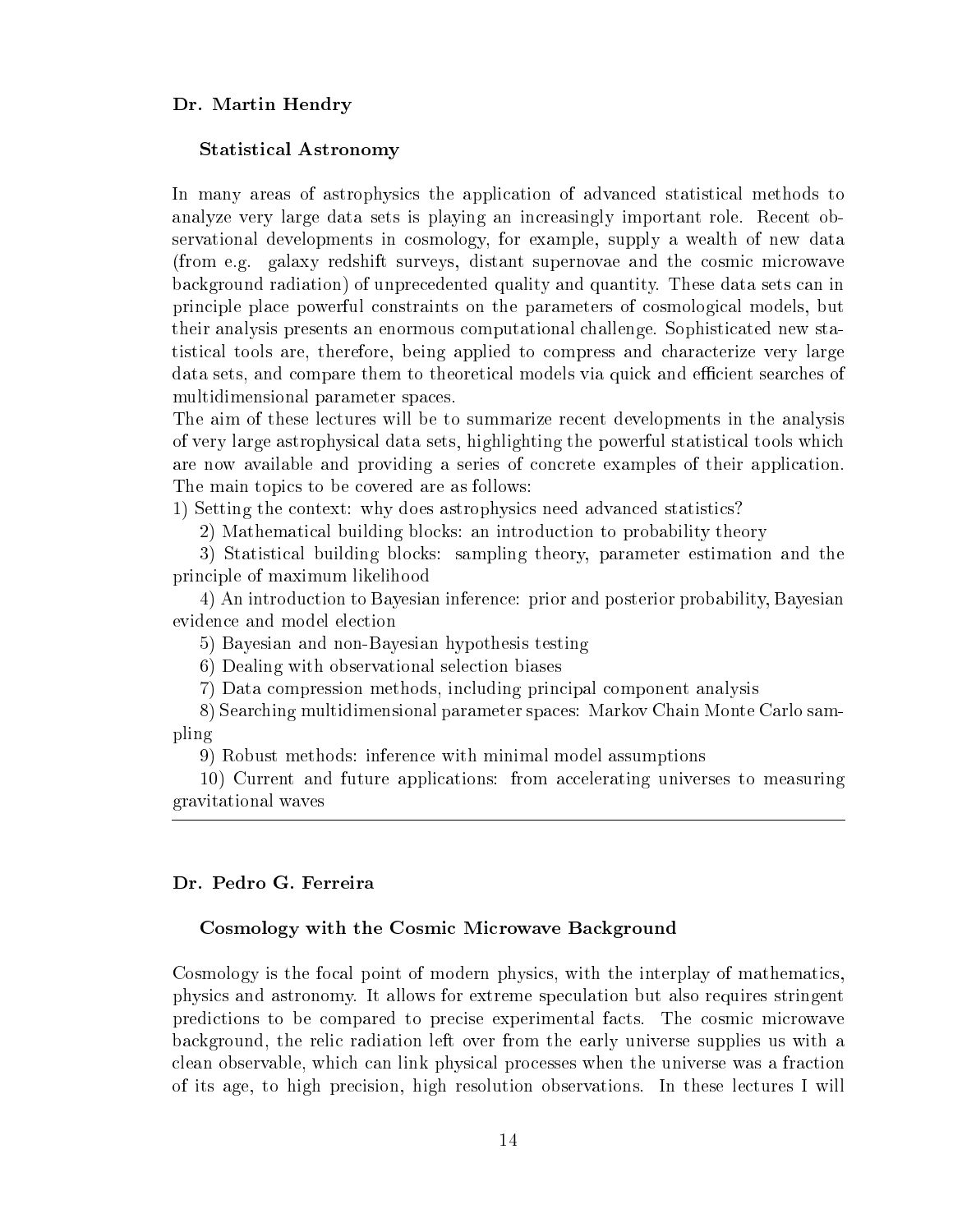**Dr. Martin Hendry**

**Statistical Astronomy**

In many areas of astrophysics the application of advanced statistical methods to analyze very large data sets is playing an increasingly important role. Recent observational developments in cosmology, for example, supply a wealth of new data (from e.g. galaxy redshift surveys, distant supernovae and the cosmic microwave background radiation) of unprecedented quality and quantity. These data sets can in principle place powerful constraints on the parameters of cosmological models, but their analysis presents an enormous computational challenge. Sophisticated new statistical tools are, therefore, being applied to compress and characterize very large data sets, and compare them to theoretical models via quick and efficient searches of multidimensional parameter spaces.

The aim of these lectures will be to summarize recent developments in the analysis of very large astrophysical data sets, highlighting the powerful statistical tools which are now available and providing a series of concrete examples of their application. The main topics to be covered are as follows:

1) Setting the context: why does astrophysics need advanced statistics?

2) Mathematical building blocks: an introduction to probability theory

3) Statistical building blocks: sampling theory, parameter estimation and the principle of maximum likelihood

4) An introduction to Bayesian inference: prior and posterior probability, Bayesian evidence and model election

5) Bayesian and non-Bayesian hypothesis testing

6) Dealing with observational selection biases

7) Data compression methods, including principal component analysis

8) Searching multidimensional parameter spaces: Markov Chain Monte Carlo sampling

9) Robust methods: inference with minimal model assumptions

10) Current and future applications: from accelerating universes to measuring gravitational waves

---

**Dr. Pedro G. Ferreira**

**Cosmology with the Cosmic Microwave Background**

Cosmology is the focal point of modern physics, with the interplay of mathematics, physics and astronomy. It allows for extreme speculation but also requires stringent predictions to be compared to precise experimental facts. The cosmic microwave background, the relic radiation left over from the early universe supplies us with a clean observable, which can link physical processes when the universe was a fraction of its age, to high precision, high resolution observations. In these lectures I will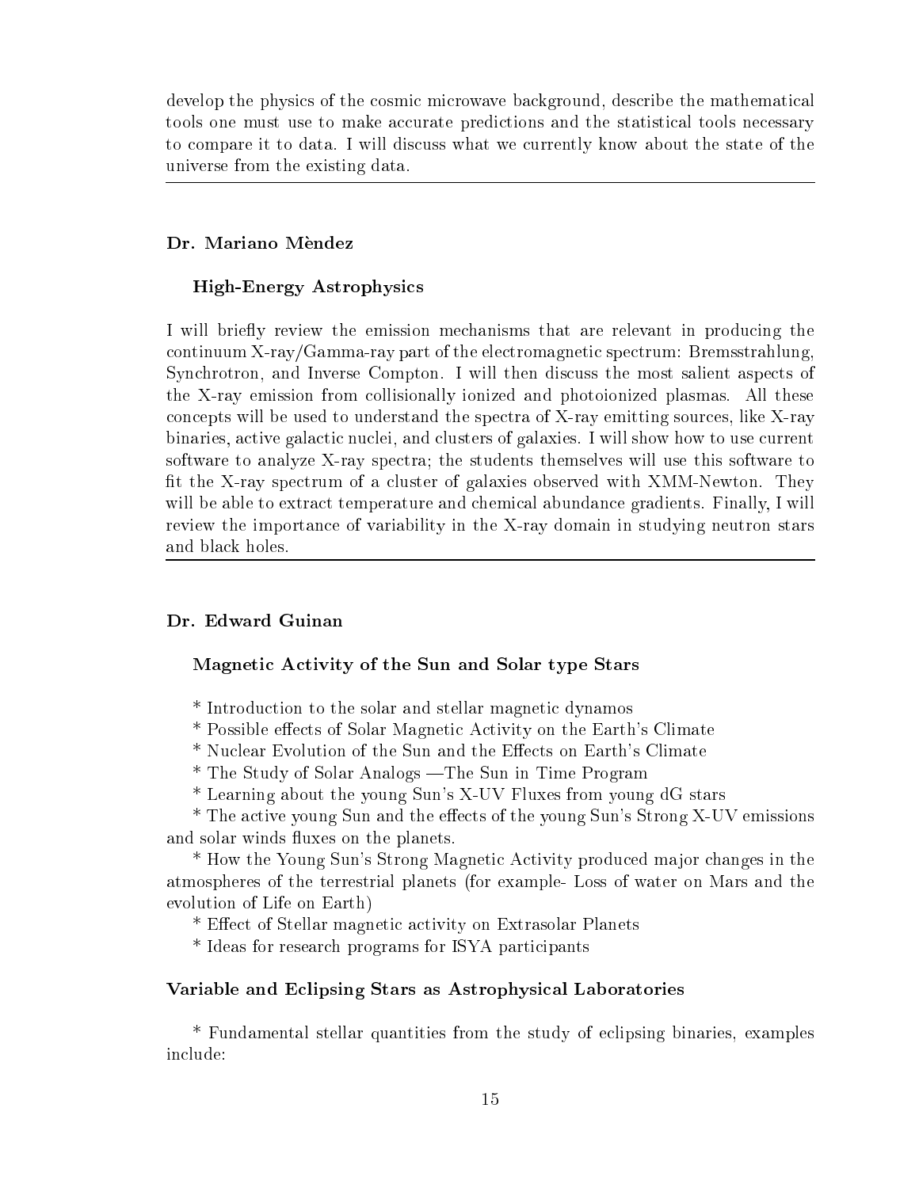develop the physics of the cosmic microwave background, describe the mathematical tools one must use to make accurate predictions and the statistical tools necessary to compare it to data. I will discuss what we currently know about the state of the universe from the existing data.

---

### Dr. Mariano Mèndez

#### High-Energy Astrophysics

I will briefly review the emission mechanisms that are relevant in producing the continuum X-ray/Gamma-ray part of the electromagnetic spectrum: Bremsstrahlung, Synchrotron, and Inverse Compton. I will then discuss the most salient aspects of the X-ray emission from collisionally ionized and photoionized plasmas. All these concepts will be used to understand the spectra of X-ray emitting sources, like X-ray binaries, active galactic nuclei, and clusters of galaxies. I will show how to use current software to analyze X-ray spectra; the students themselves will use this software to fit the X-ray spectrum of a cluster of galaxies observed with XMM-Newton. They will be able to extract temperature and chemical abundance gradients. Finally, I will review the importance of variability in the X-ray domain in studying neutron stars and black holes.

---

### Dr. Edward Guinan

#### Magnetic Activity of the Sun and Solar type Stars

* Introduction to the solar and stellar magnetic dynamos
* Possible effects of Solar Magnetic Activity on the Earth's Climate
* Nuclear Evolution of the Sun and the Effects on Earth's Climate
* The Study of Solar Analogs —The Sun in Time Program
* Learning about the young Sun's X-UV Fluxes from young dG stars
* The active young Sun and the effects of the young Sun's Strong X-UV emissions and solar winds fluxes on the planets.
* How the Young Sun's Strong Magnetic Activity produced major changes in the atmospheres of the terrestrial planets (for example- Loss of water on Mars and the evolution of Life on Earth)
* Effect of Stellar magnetic activity on Extrasolar Planets
* Ideas for research programs for ISYA participants

#### Variable and Eclipsing Stars as Astrophysical Laboratories

* Fundamental stellar quantities from the study of eclipsing binaries, examples include: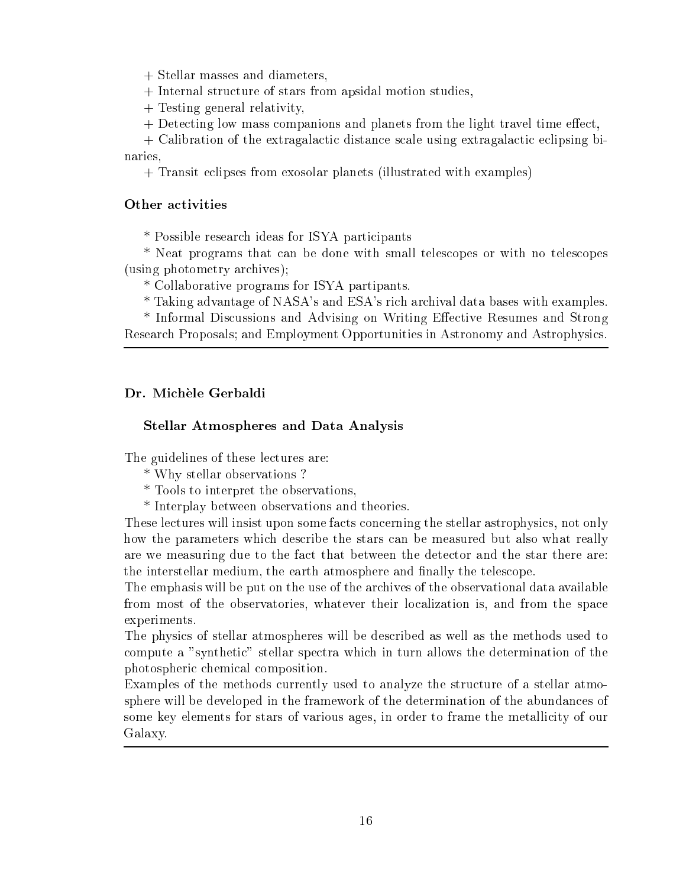+ Stellar masses and diameters,

+ Internal structure of stars from apsidal motion studies,

+ Testing general relativity,

+ Detecting low mass companions and planets from the light travel time effect,

+ Calibration of the extragalactic distance scale using extragalactic eclipsing binaries,

+ Transit eclipses from exosolar planets (illustrated with examples)

### Other activities

* Possible research ideas for ISYA participants

* Neat programs that can be done with small telescopes or with no telescopes (using photometry archives);

* Collaborative programs for ISYA partipants.

* Taking advantage of NASA's and ESA's rich archival data bases with examples.

* Informal Discussions and Advising on Writing Effective Resumes and Strong Research Proposals; and Employment Opportunities in Astronomy and Astrophysics.

---

### Dr. Michèle Gerbaldi

#### Stellar Atmospheres and Data Analysis

The guidelines of these lectures are:

* Why stellar observations ?

* Tools to interpret the observations,

* Interplay between observations and theories.

These lectures will insist upon some facts concerning the stellar astrophysics, not only how the parameters which describe the stars can be measured but also what really are we measuring due to the fact that between the detector and the star there are: the interstellar medium, the earth atmosphere and finally the telescope.

The emphasis will be put on the use of the archives of the observational data available from most of the observatories, whatever their localization is, and from the space experiments.

The physics of stellar atmospheres will be described as well as the methods used to compute a "synthetic" stellar spectra which in turn allows the determination of the photospheric chemical composition.

Examples of the methods currently used to analyze the structure of a stellar atmosphere will be developed in the framework of the determination of the abundances of some key elements for stars of various ages, in order to frame the metallicity of our Galaxy.

---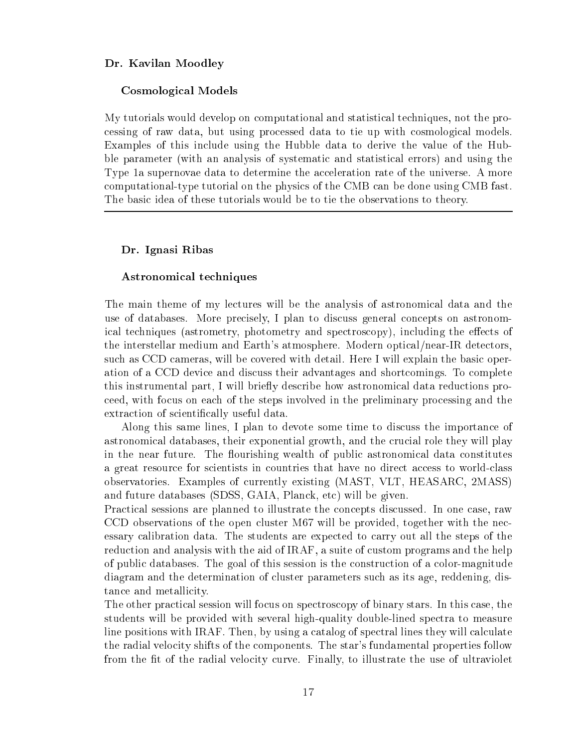**Dr. Kavilan Moodley**

**Cosmological Models**

My tutorials would develop on computational and statistical techniques, not the processing of raw data, but using processed data to tie up with cosmological models. Examples of this include using the Hubble data to derive the value of the Hubble parameter (with an analysis of systematic and statistical errors) and using the Type 1a supernovae data to determine the acceleration rate of the universe. A more computational-type tutorial on the physics of the CMB can be done using CMB fast. The basic idea of these tutorials would be to tie the observations to theory.

---

**Dr. Ignasi Ribas**

**Astronomical techniques**

The main theme of my lectures will be the analysis of astronomical data and the use of databases. More precisely, I plan to discuss general concepts on astronomical techniques (astrometry, photometry and spectroscopy), including the effects of the interstellar medium and Earth's atmosphere. Modern optical/near-IR detectors, such as CCD cameras, will be covered with detail. Here I will explain the basic operation of a CCD device and discuss their advantages and shortcomings. To complete this instrumental part, I will briefly describe how astronomical data reductions proceed, with focus on each of the steps involved in the preliminary processing and the extraction of scientifically useful data.

Along this same lines, I plan to devote some time to discuss the importance of astronomical databases, their exponential growth, and the crucial role they will play in the near future. The flourishing wealth of public astronomical data constitutes a great resource for scientists in countries that have no direct access to world-class observatories. Examples of currently existing (MAST, VLT, HEASARC, 2MASS) and future databases (SDSS, GAIA, Planck, etc) will be given.

Practical sessions are planned to illustrate the concepts discussed. In one case, raw CCD observations of the open cluster M67 will be provided, together with the necessary calibration data. The students are expected to carry out all the steps of the reduction and analysis with the aid of IRAF, a suite of custom programs and the help of public databases. The goal of this session is the construction of a color-magnitude diagram and the determination of cluster parameters such as its age, reddening, distance and metallicity.

The other practical session will focus on spectroscopy of binary stars. In this case, the students will be provided with several high-quality double-lined spectra to measure line positions with IRAF. Then, by using a catalog of spectral lines they will calculate the radial velocity shifts of the components. The star's fundamental properties follow from the fit of the radial velocity curve. Finally, to illustrate the use of ultraviolet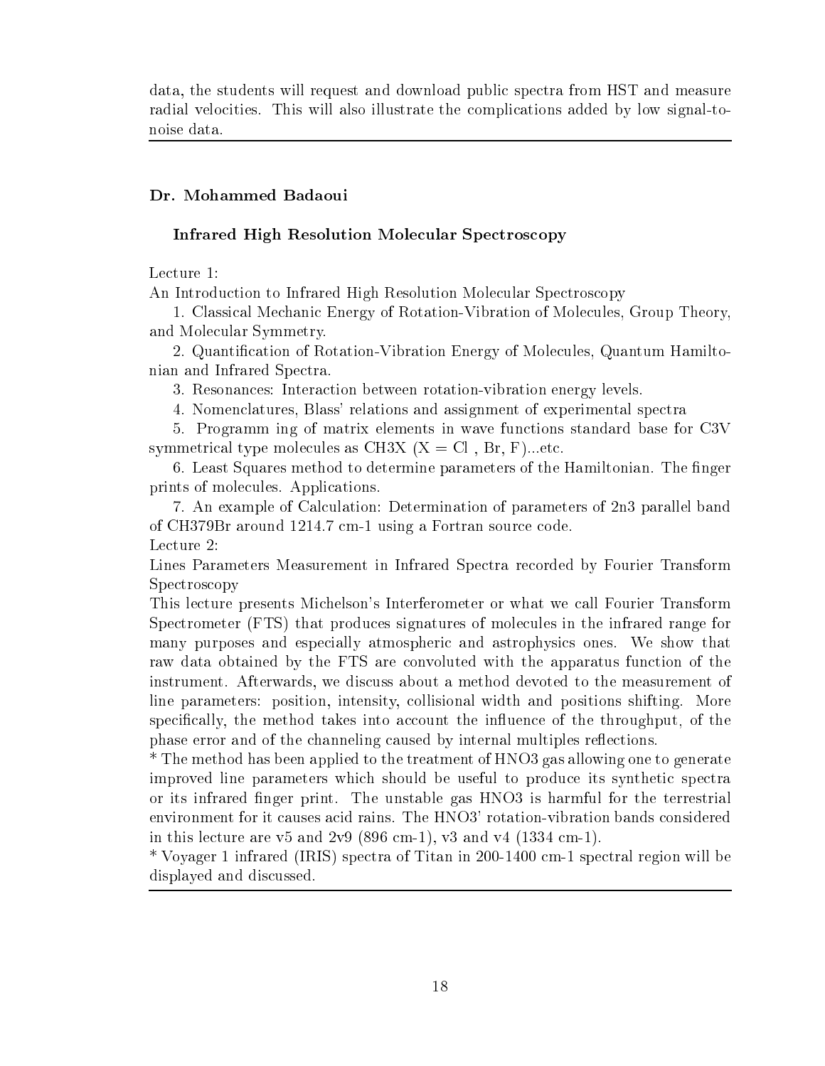data, the students will request and download public spectra from HST and measure radial velocities. This will also illustrate the complications added by low signal-to-noise data.

---

### Dr. Mohammed Badaoui

#### Infrared High Resolution Molecular Spectroscopy

Lecture 1:

An Introduction to Infrared High Resolution Molecular Spectroscopy

1. Classical Mechanic Energy of Rotation-Vibration of Molecules, Group Theory, and Molecular Symmetry.
2. Quantification of Rotation-Vibration Energy of Molecules, Quantum Hamiltonian and Infrared Spectra.
3. Resonances: Interaction between rotation-vibration energy levels.
4. Nomenclatures, Blass' relations and assignment of experimental spectra
5. Programm ing of matrix elements in wave functions standard base for C3V symmetrical type molecules as CH3X (X = Cl , Br, F)...etc.
6. Least Squares method to determine parameters of the Hamiltonian. The finger prints of molecules. Applications.
7. An example of Calculation: Determination of parameters of 2n3 parallel band of CH379Br around 1214.7 cm-1 using a Fortran source code.

Lecture 2:

Lines Parameters Measurement in Infrared Spectra recorded by Fourier Transform Spectroscopy

This lecture presents Michelson's Interferometer or what we call Fourier Transform Spectrometer (FTS) that produces signatures of molecules in the infrared range for many purposes and especially atmospheric and astrophysics ones. We show that raw data obtained by the FTS are convoluted with the apparatus function of the instrument. Afterwards, we discuss about a method devoted to the measurement of line parameters: position, intensity, collisional width and positions shifting. More specifically, the method takes into account the influence of the throughput, of the phase error and of the channeling caused by internal multiples reflections.

* The method has been applied to the treatment of HNO3 gas allowing one to generate improved line parameters which should be useful to produce its synthetic spectra or its infrared finger print. The unstable gas HNO3 is harmful for the terrestrial environment for it causes acid rains. The HNO3' rotation-vibration bands considered in this lecture are v5 and 2v9 (896 cm-1), v3 and v4 (1334 cm-1).

* Voyager 1 infrared (IRIS) spectra of Titan in 200-1400 cm-1 spectral region will be displayed and discussed.

---